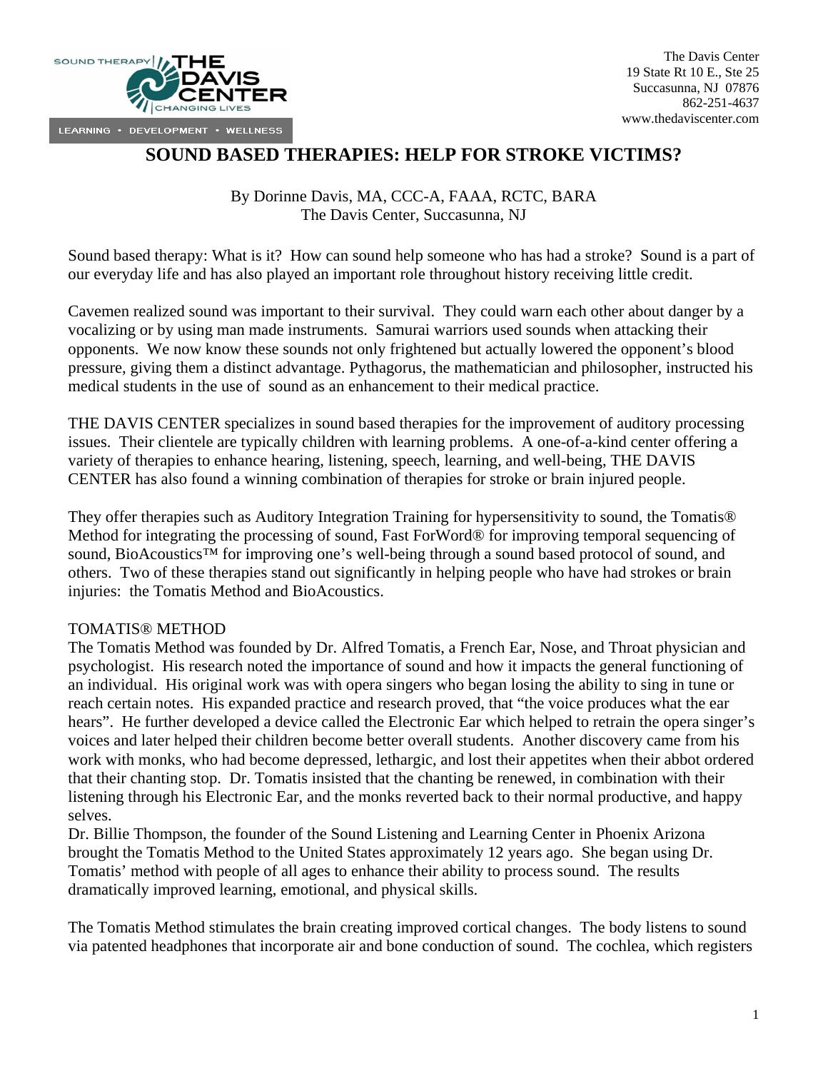SOUND THERAPY | THE DAVIS CENTER
CHANGING LIVES
LEARNING • DEVELOPMENT • WELLNESS

The Davis Center
19 State Rt 10 E., Ste 25
Succasunna, NJ 07876
862-251-4637
www.thedaviscenter.com

# SOUND BASED THERAPIES: HELP FOR STROKE VICTIMS?

By Dorinne Davis, MA, CCC-A, FAAA, RCTC, BARA
The Davis Center, Succasunna, NJ

Sound based therapy: What is it? How can sound help someone who has had a stroke? Sound is a part of our everyday life and has also played an important role throughout history receiving little credit.

Cavemen realized sound was important to their survival. They could warn each other about danger by a vocalizing or by using man made instruments. Samurai warriors used sounds when attacking their opponents. We now know these sounds not only frightened but actually lowered the opponent's blood pressure, giving them a distinct advantage. Pythagorus, the mathematician and philosopher, instructed his medical students in the use of sound as an enhancement to their medical practice.

THE DAVIS CENTER specializes in sound based therapies for the improvement of auditory processing issues. Their clientele are typically children with learning problems. A one-of-a-kind center offering a variety of therapies to enhance hearing, listening, speech, learning, and well-being, THE DAVIS CENTER has also found a winning combination of therapies for stroke or brain injured people.

They offer therapies such as Auditory Integration Training for hypersensitivity to sound, the Tomatis® Method for integrating the processing of sound, Fast ForWord® for improving temporal sequencing of sound, BioAcoustics™ for improving one's well-being through a sound based protocol of sound, and others. Two of these therapies stand out significantly in helping people who have had strokes or brain injuries: the Tomatis Method and BioAcoustics.

## TOMATIS® METHOD

The Tomatis Method was founded by Dr. Alfred Tomatis, a French Ear, Nose, and Throat physician and psychologist. His research noted the importance of sound and how it impacts the general functioning of an individual. His original work was with opera singers who began losing the ability to sing in tune or reach certain notes. His expanded practice and research proved, that "the voice produces what the ear hears". He further developed a device called the Electronic Ear which helped to retrain the opera singer's voices and later helped their children become better overall students. Another discovery came from his work with monks, who had become depressed, lethargic, and lost their appetites when their abbot ordered that their chanting stop. Dr. Tomatis insisted that the chanting be renewed, in combination with their listening through his Electronic Ear, and the monks reverted back to their normal productive, and happy selves.

Dr. Billie Thompson, the founder of the Sound Listening and Learning Center in Phoenix Arizona brought the Tomatis Method to the United States approximately 12 years ago. She began using Dr. Tomatis' method with people of all ages to enhance their ability to process sound. The results dramatically improved learning, emotional, and physical skills.

The Tomatis Method stimulates the brain creating improved cortical changes. The body listens to sound via patented headphones that incorporate air and bone conduction of sound. The cochlea, which registers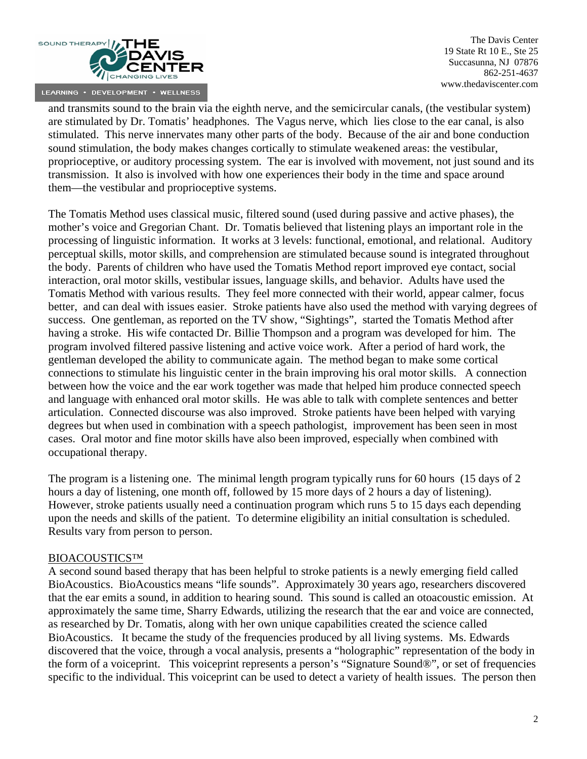and transmits sound to the brain via the eighth nerve, and the semicircular canals, (the vestibular system) are stimulated by Dr. Tomatis' headphones. The Vagus nerve, which lies close to the ear canal, is also stimulated. This nerve innervates many other parts of the body. Because of the air and bone conduction sound stimulation, the body makes changes cortically to stimulate weakened areas: the vestibular, proprioceptive, or auditory processing system. The ear is involved with movement, not just sound and its transmission. It also is involved with how one experiences their body in the time and space around them—the vestibular and proprioceptive systems.

The Tomatis Method uses classical music, filtered sound (used during passive and active phases), the mother's voice and Gregorian Chant. Dr. Tomatis believed that listening plays an important role in the processing of linguistic information. It works at 3 levels: functional, emotional, and relational. Auditory perceptual skills, motor skills, and comprehension are stimulated because sound is integrated throughout the body. Parents of children who have used the Tomatis Method report improved eye contact, social interaction, oral motor skills, vestibular issues, language skills, and behavior. Adults have used the Tomatis Method with various results. They feel more connected with their world, appear calmer, focus better, and can deal with issues easier. Stroke patients have also used the method with varying degrees of success. One gentleman, as reported on the TV show, "Sightings", started the Tomatis Method after having a stroke. His wife contacted Dr. Billie Thompson and a program was developed for him. The program involved filtered passive listening and active voice work. After a period of hard work, the gentleman developed the ability to communicate again. The method began to make some cortical connections to stimulate his linguistic center in the brain improving his oral motor skills. A connection between how the voice and the ear work together was made that helped him produce connected speech and language with enhanced oral motor skills. He was able to talk with complete sentences and better articulation. Connected discourse was also improved. Stroke patients have been helped with varying degrees but when used in combination with a speech pathologist, improvement has been seen in most cases. Oral motor and fine motor skills have also been improved, especially when combined with occupational therapy.

The program is a listening one. The minimal length program typically runs for 60 hours (15 days of 2 hours a day of listening, one month off, followed by 15 more days of 2 hours a day of listening). However, stroke patients usually need a continuation program which runs 5 to 15 days each depending upon the needs and skills of the patient. To determine eligibility an initial consultation is scheduled. Results vary from person to person.

## BIOACOUSTICS™

A second sound based therapy that has been helpful to stroke patients is a newly emerging field called BioAcoustics. BioAcoustics means "life sounds". Approximately 30 years ago, researchers discovered that the ear emits a sound, in addition to hearing sound. This sound is called an otoacoustic emission. At approximately the same time, Sharry Edwards, utilizing the research that the ear and voice are connected, as researched by Dr. Tomatis, along with her own unique capabilities created the science called BioAcoustics. It became the study of the frequencies produced by all living systems. Ms. Edwards discovered that the voice, through a vocal analysis, presents a "holographic" representation of the body in the form of a voiceprint. This voiceprint represents a person's "Signature Sound®", or set of frequencies specific to the individual. This voiceprint can be used to detect a variety of health issues. The person then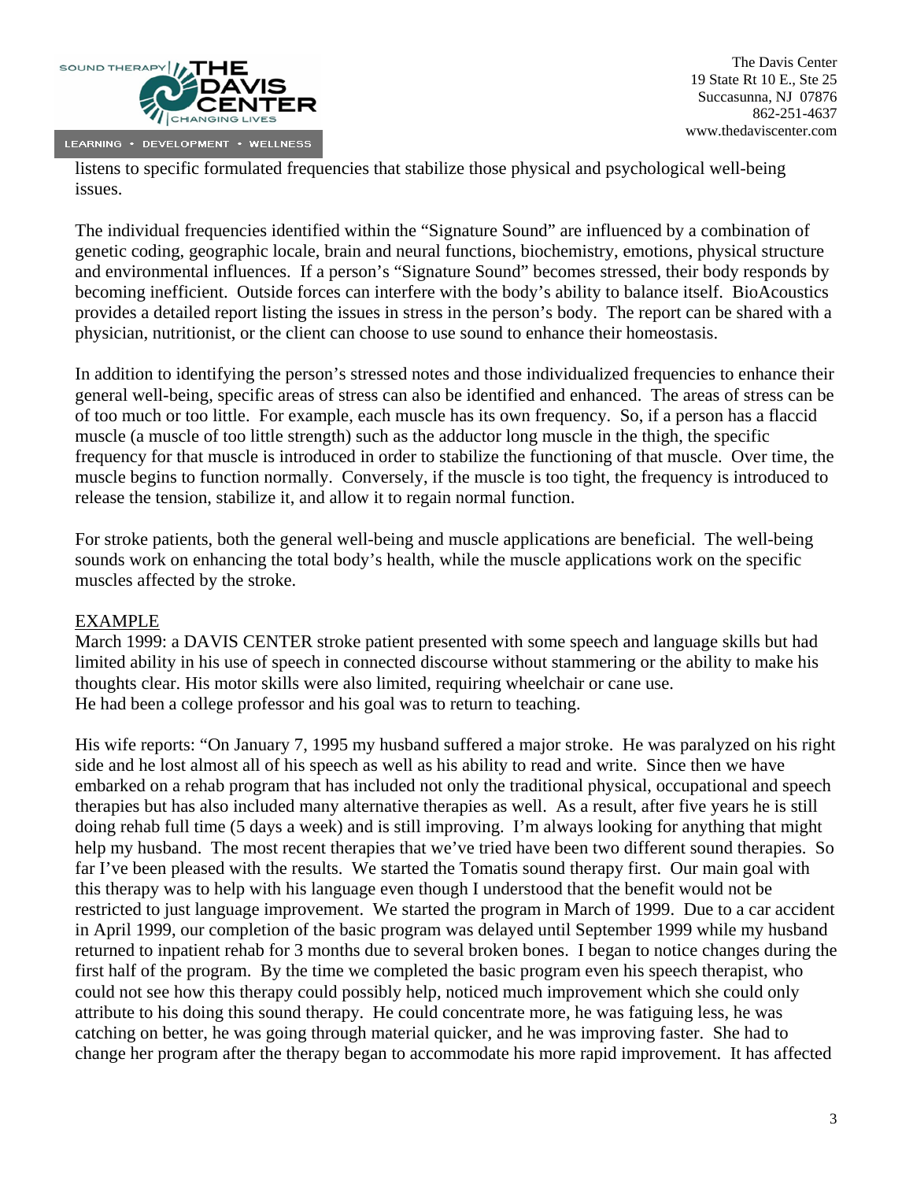listens to specific formulated frequencies that stabilize those physical and psychological well-being issues.

The individual frequencies identified within the "Signature Sound" are influenced by a combination of genetic coding, geographic locale, brain and neural functions, biochemistry, emotions, physical structure and environmental influences. If a person's "Signature Sound" becomes stressed, their body responds by becoming inefficient. Outside forces can interfere with the body's ability to balance itself. BioAcoustics provides a detailed report listing the issues in stress in the person's body. The report can be shared with a physician, nutritionist, or the client can choose to use sound to enhance their homeostasis.

In addition to identifying the person's stressed notes and those individualized frequencies to enhance their general well-being, specific areas of stress can also be identified and enhanced. The areas of stress can be of too much or too little. For example, each muscle has its own frequency. So, if a person has a flaccid muscle (a muscle of too little strength) such as the adductor long muscle in the thigh, the specific frequency for that muscle is introduced in order to stabilize the functioning of that muscle. Over time, the muscle begins to function normally. Conversely, if the muscle is too tight, the frequency is introduced to release the tension, stabilize it, and allow it to regain normal function.

For stroke patients, both the general well-being and muscle applications are beneficial. The well-being sounds work on enhancing the total body's health, while the muscle applications work on the specific muscles affected by the stroke.

EXAMPLE

March 1999: a DAVIS CENTER stroke patient presented with some speech and language skills but had limited ability in his use of speech in connected discourse without stammering or the ability to make his thoughts clear. His motor skills were also limited, requiring wheelchair or cane use.
He had been a college professor and his goal was to return to teaching.

His wife reports: "On January 7, 1995 my husband suffered a major stroke. He was paralyzed on his right side and he lost almost all of his speech as well as his ability to read and write. Since then we have embarked on a rehab program that has included not only the traditional physical, occupational and speech therapies but has also included many alternative therapies as well. As a result, after five years he is still doing rehab full time (5 days a week) and is still improving. I'm always looking for anything that might help my husband. The most recent therapies that we've tried have been two different sound therapies. So far I've been pleased with the results. We started the Tomatis sound therapy first. Our main goal with this therapy was to help with his language even though I understood that the benefit would not be restricted to just language improvement. We started the program in March of 1999. Due to a car accident in April 1999, our completion of the basic program was delayed until September 1999 while my husband returned to inpatient rehab for 3 months due to several broken bones. I began to notice changes during the first half of the program. By the time we completed the basic program even his speech therapist, who could not see how this therapy could possibly help, noticed much improvement which she could only attribute to his doing this sound therapy. He could concentrate more, he was fatiguing less, he was catching on better, he was going through material quicker, and he was improving faster. She had to change her program after the therapy began to accommodate his more rapid improvement. It has affected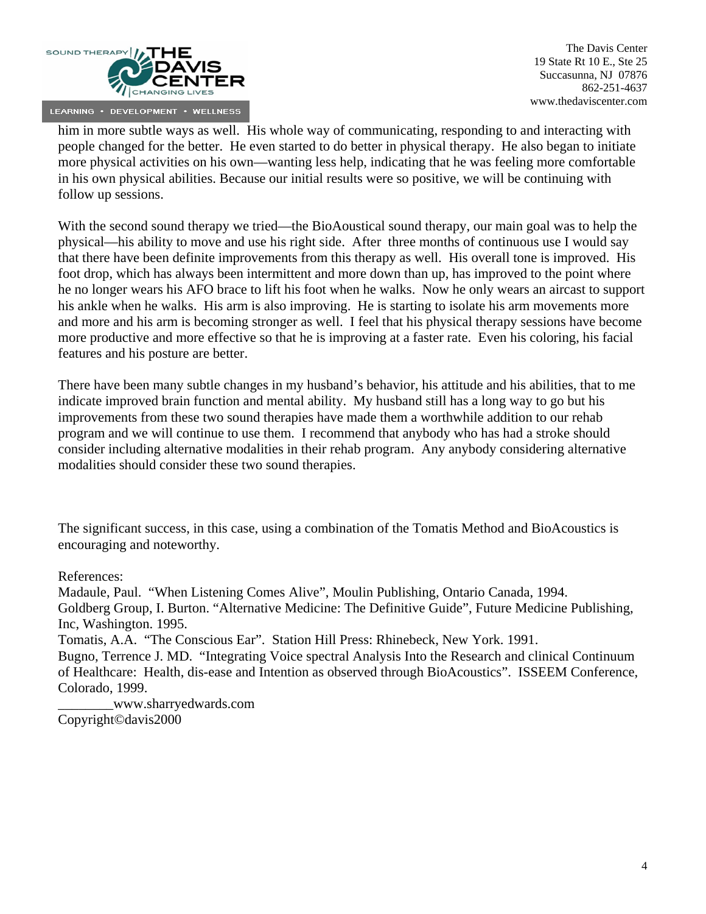him in more subtle ways as well. His whole way of communicating, responding to and interacting with people changed for the better. He even started to do better in physical therapy. He also began to initiate more physical activities on his own—wanting less help, indicating that he was feeling more comfortable in his own physical abilities. Because our initial results were so positive, we will be continuing with follow up sessions.

With the second sound therapy we tried—the BioAoustical sound therapy, our main goal was to help the physical—his ability to move and use his right side. After three months of continuous use I would say that there have been definite improvements from this therapy as well. His overall tone is improved. His foot drop, which has always been intermittent and more down than up, has improved to the point where he no longer wears his AFO brace to lift his foot when he walks. Now he only wears an aircast to support his ankle when he walks. His arm is also improving. He is starting to isolate his arm movements more and more and his arm is becoming stronger as well. I feel that his physical therapy sessions have become more productive and more effective so that he is improving at a faster rate. Even his coloring, his facial features and his posture are better.

There have been many subtle changes in my husband's behavior, his attitude and his abilities, that to me indicate improved brain function and mental ability. My husband still has a long way to go but his improvements from these two sound therapies have made them a worthwhile addition to our rehab program and we will continue to use them. I recommend that anybody who has had a stroke should consider including alternative modalities in their rehab program. Any anybody considering alternative modalities should consider these two sound therapies.

The significant success, in this case, using a combination of the Tomatis Method and BioAcoustics is encouraging and noteworthy.

References:

Madaule, Paul. "When Listening Comes Alive", Moulin Publishing, Ontario Canada, 1994.

Goldberg Group, I. Burton. "Alternative Medicine: The Definitive Guide", Future Medicine Publishing, Inc, Washington. 1995.

Tomatis, A.A. "The Conscious Ear". Station Hill Press: Rhinebeck, New York. 1991.

Bugno, Terrence J. MD. "Integrating Voice spectral Analysis Into the Research and clinical Continuum of Healthcare: Health, dis-ease and Intention as observed through BioAcoustics". ISSEEM Conference, Colorado, 1999.

________www.sharryedwards.com

Copyright©davis2000